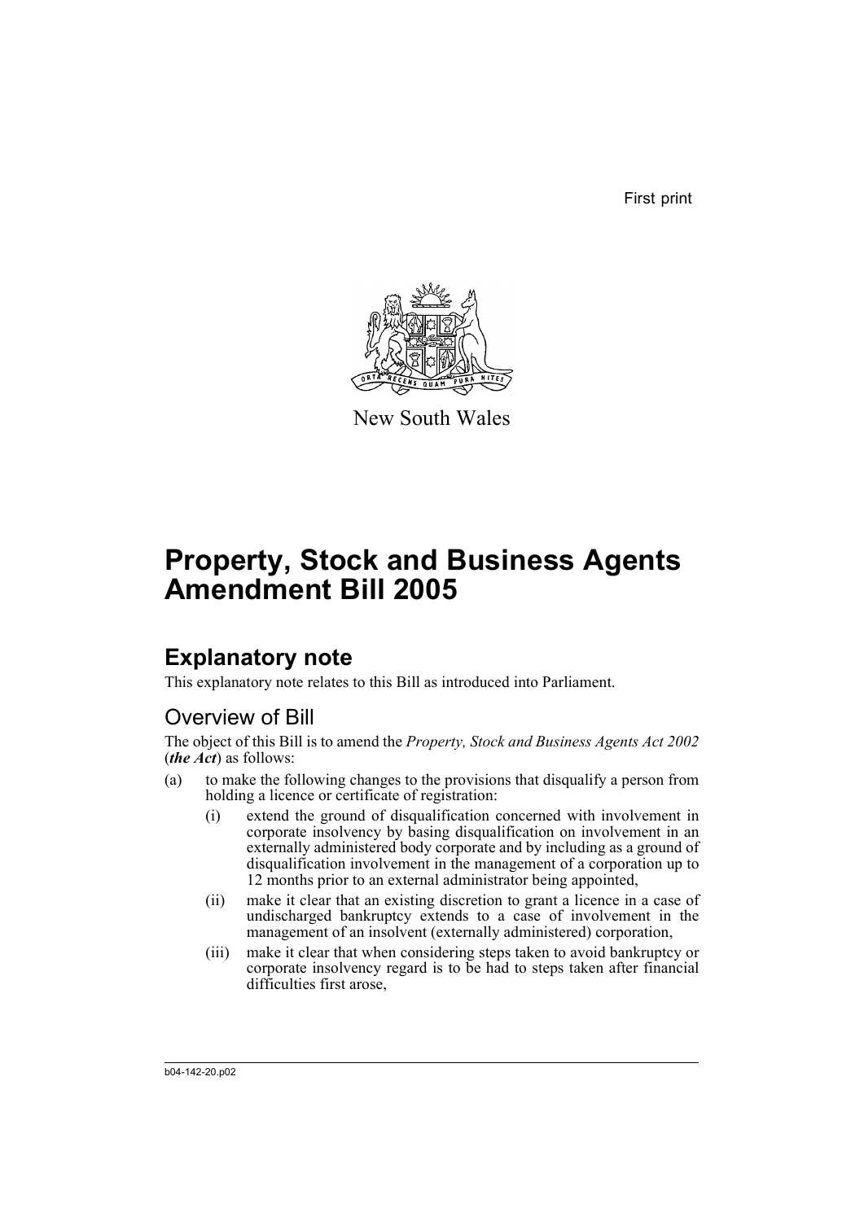First print

New South Wales

# Property, Stock and Business Agents Amendment Bill 2005

## Explanatory note

This explanatory note relates to this Bill as introduced into Parliament.

### Overview of Bill

The object of this Bill is to amend the *Property, Stock and Business Agents Act 2002* (***the Act***) as follows:

(a) to make the following changes to the provisions that disqualify a person from holding a licence or certificate of registration:

- (i) extend the ground of disqualification concerned with involvement in corporate insolvency by basing disqualification on involvement in an externally administered body corporate and by including as a ground of disqualification involvement in the management of a corporation up to 12 months prior to an external administrator being appointed,
- (ii) make it clear that an existing discretion to grant a licence in a case of undischarged bankruptcy extends to a case of involvement in the management of an insolvent (externally administered) corporation,
- (iii) make it clear that when considering steps taken to avoid bankruptcy or corporate insolvency regard is to be had to steps taken after financial difficulties first arose,

b04-142-20.p02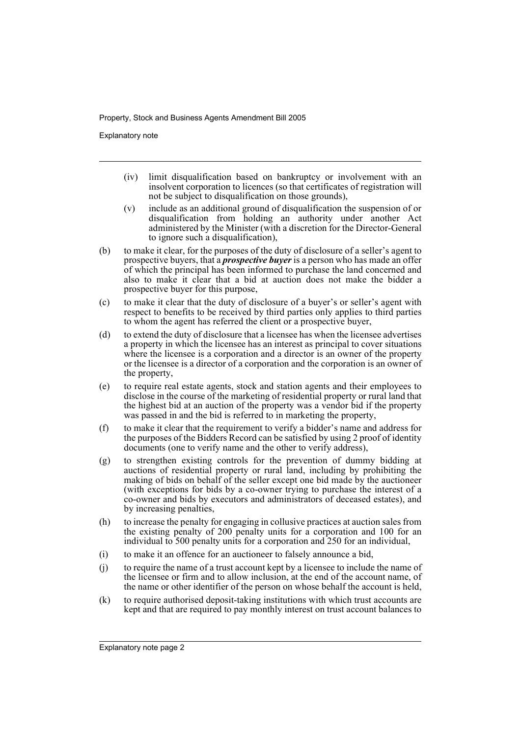(iv) limit disqualification based on bankruptcy or involvement with an insolvent corporation to licences (so that certificates of registration will not be subject to disqualification on those grounds),

(v) include as an additional ground of disqualification the suspension of or disqualification from holding an authority under another Act administered by the Minister (with a discretion for the Director-General to ignore such a disqualification),

(b) to make it clear, for the purposes of the duty of disclosure of a seller's agent to prospective buyers, that a ***prospective buyer*** is a person who has made an offer of which the principal has been informed to purchase the land concerned and also to make it clear that a bid at auction does not make the bidder a prospective buyer for this purpose,

(c) to make it clear that the duty of disclosure of a buyer's or seller's agent with respect to benefits to be received by third parties only applies to third parties to whom the agent has referred the client or a prospective buyer,

(d) to extend the duty of disclosure that a licensee has when the licensee advertises a property in which the licensee has an interest as principal to cover situations where the licensee is a corporation and a director is an owner of the property or the licensee is a director of a corporation and the corporation is an owner of the property,

(e) to require real estate agents, stock and station agents and their employees to disclose in the course of the marketing of residential property or rural land that the highest bid at an auction of the property was a vendor bid if the property was passed in and the bid is referred to in marketing the property,

(f) to make it clear that the requirement to verify a bidder's name and address for the purposes of the Bidders Record can be satisfied by using 2 proof of identity documents (one to verify name and the other to verify address),

(g) to strengthen existing controls for the prevention of dummy bidding at auctions of residential property or rural land, including by prohibiting the making of bids on behalf of the seller except one bid made by the auctioneer (with exceptions for bids by a co-owner trying to purchase the interest of a co-owner and bids by executors and administrators of deceased estates), and by increasing penalties,

(h) to increase the penalty for engaging in collusive practices at auction sales from the existing penalty of 200 penalty units for a corporation and 100 for an individual to 500 penalty units for a corporation and 250 for an individual,

(i) to make it an offence for an auctioneer to falsely announce a bid,

(j) to require the name of a trust account kept by a licensee to include the name of the licensee or firm and to allow inclusion, at the end of the account name, of the name or other identifier of the person on whose behalf the account is held,

(k) to require authorised deposit-taking institutions with which trust accounts are kept and that are required to pay monthly interest on trust account balances to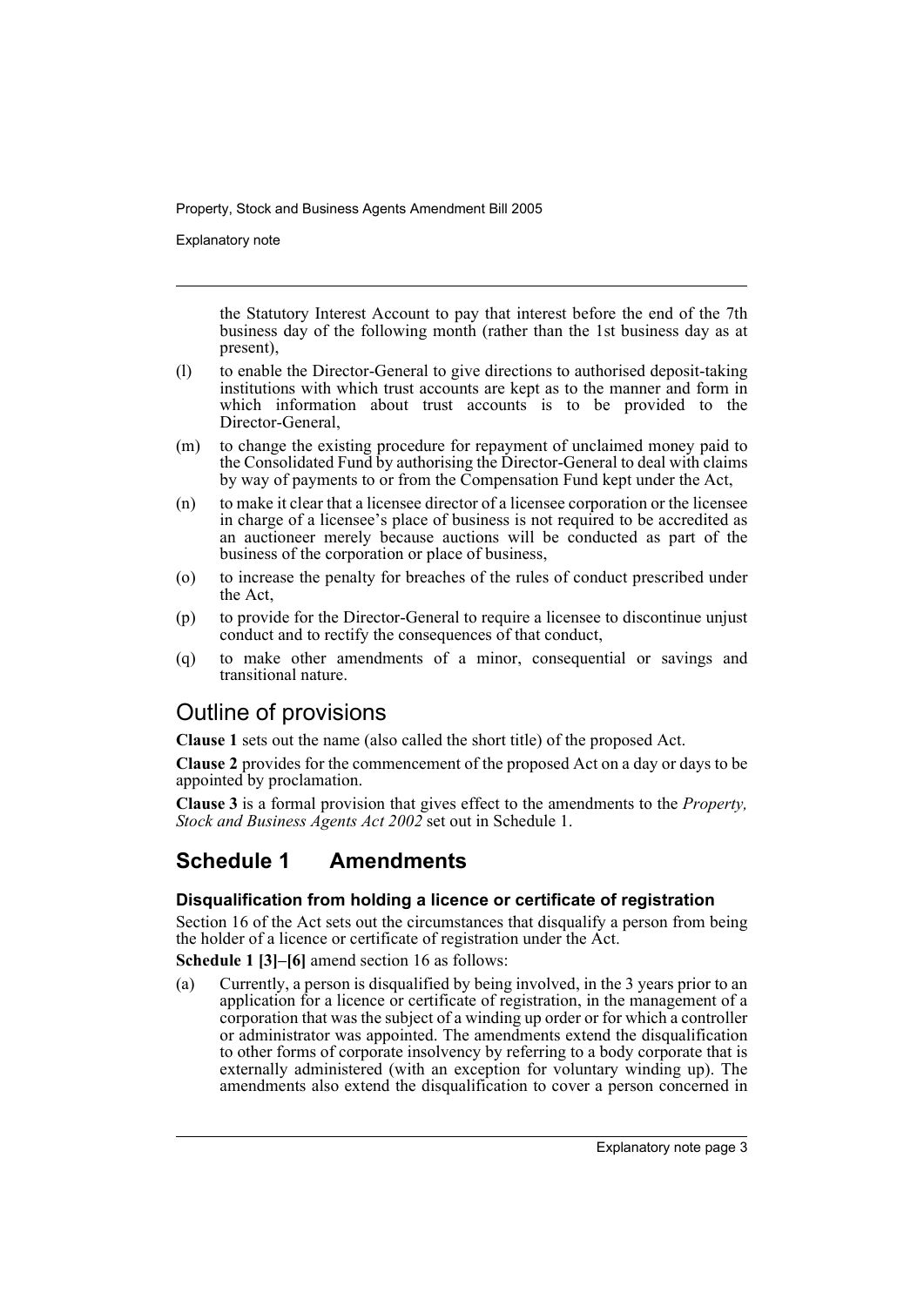the Statutory Interest Account to pay that interest before the end of the 7th business day of the following month (rather than the 1st business day as at present),

(l) to enable the Director-General to give directions to authorised deposit-taking institutions with which trust accounts are kept as to the manner and form in which information about trust accounts is to be provided to the Director-General,

(m) to change the existing procedure for repayment of unclaimed money paid to the Consolidated Fund by authorising the Director-General to deal with claims by way of payments to or from the Compensation Fund kept under the Act,

(n) to make it clear that a licensee director of a licensee corporation or the licensee in charge of a licensee's place of business is not required to be accredited as an auctioneer merely because auctions will be conducted as part of the business of the corporation or place of business,

(o) to increase the penalty for breaches of the rules of conduct prescribed under the Act,

(p) to provide for the Director-General to require a licensee to discontinue unjust conduct and to rectify the consequences of that conduct,

(q) to make other amendments of a minor, consequential or savings and transitional nature.

## Outline of provisions

**Clause 1** sets out the name (also called the short title) of the proposed Act.

**Clause 2** provides for the commencement of the proposed Act on a day or days to be appointed by proclamation.

**Clause 3** is a formal provision that gives effect to the amendments to the *Property, Stock and Business Agents Act 2002* set out in Schedule 1.

## Schedule 1 Amendments

### Disqualification from holding a licence or certificate of registration

Section 16 of the Act sets out the circumstances that disqualify a person from being the holder of a licence or certificate of registration under the Act.

**Schedule 1 [3]–[6]** amend section 16 as follows:

(a) Currently, a person is disqualified by being involved, in the 3 years prior to an application for a licence or certificate of registration, in the management of a corporation that was the subject of a winding up order or for which a controller or administrator was appointed. The amendments extend the disqualification to other forms of corporate insolvency by referring to a body corporate that is externally administered (with an exception for voluntary winding up). The amendments also extend the disqualification to cover a person concerned in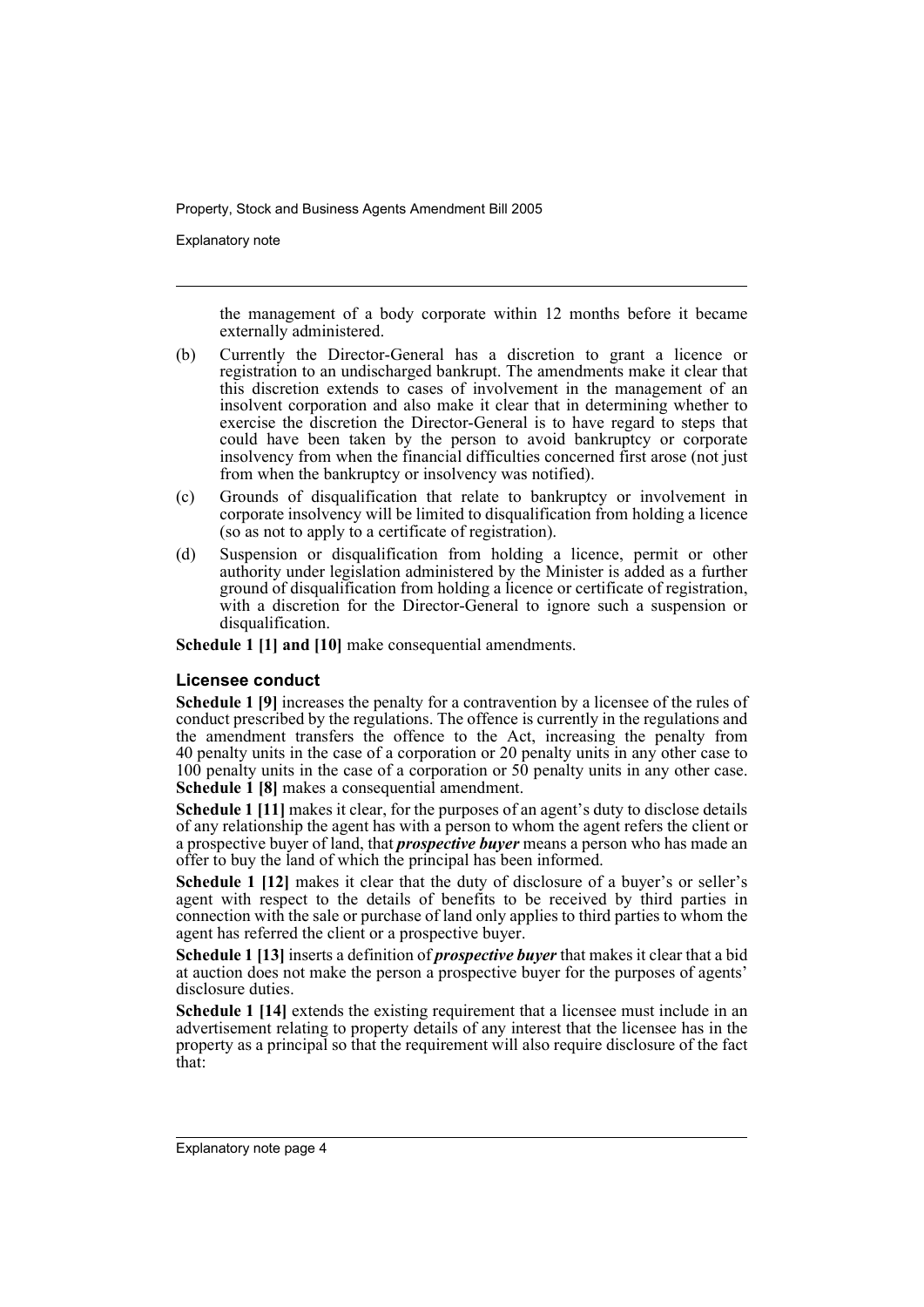the management of a body corporate within 12 months before it became externally administered.

(b) Currently the Director-General has a discretion to grant a licence or registration to an undischarged bankrupt. The amendments make it clear that this discretion extends to cases of involvement in the management of an insolvent corporation and also make it clear that in determining whether to exercise the discretion the Director-General is to have regard to steps that could have been taken by the person to avoid bankruptcy or corporate insolvency from when the financial difficulties concerned first arose (not just from when the bankruptcy or insolvency was notified).

(c) Grounds of disqualification that relate to bankruptcy or involvement in corporate insolvency will be limited to disqualification from holding a licence (so as not to apply to a certificate of registration).

(d) Suspension or disqualification from holding a licence, permit or other authority under legislation administered by the Minister is added as a further ground of disqualification from holding a licence or certificate of registration, with a discretion for the Director-General to ignore such a suspension or disqualification.

**Schedule 1 [1] and [10]** make consequential amendments.

### Licensee conduct

**Schedule 1 [9]** increases the penalty for a contravention by a licensee of the rules of conduct prescribed by the regulations. The offence is currently in the regulations and the amendment transfers the offence to the Act, increasing the penalty from 40 penalty units in the case of a corporation or 20 penalty units in any other case to 100 penalty units in the case of a corporation or 50 penalty units in any other case. **Schedule 1 [8]** makes a consequential amendment.

**Schedule 1 [11]** makes it clear, for the purposes of an agent's duty to disclose details of any relationship the agent has with a person to whom the agent refers the client or a prospective buyer of land, that ***prospective buyer*** means a person who has made an offer to buy the land of which the principal has been informed.

**Schedule 1 [12]** makes it clear that the duty of disclosure of a buyer's or seller's agent with respect to the details of benefits to be received by third parties in connection with the sale or purchase of land only applies to third parties to whom the agent has referred the client or a prospective buyer.

**Schedule 1 [13]** inserts a definition of ***prospective buyer*** that makes it clear that a bid at auction does not make the person a prospective buyer for the purposes of agents' disclosure duties.

**Schedule 1 [14]** extends the existing requirement that a licensee must include in an advertisement relating to property details of any interest that the licensee has in the property as a principal so that the requirement will also require disclosure of the fact that: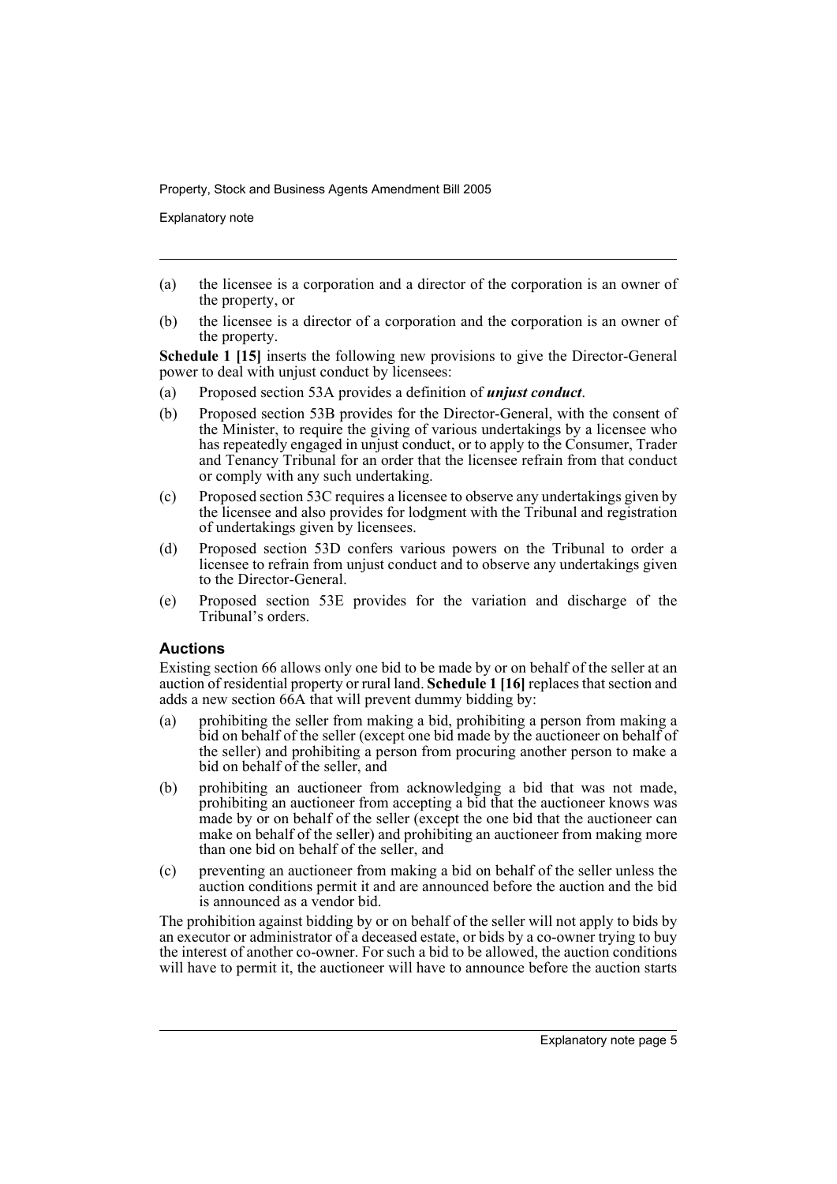(a) the licensee is a corporation and a director of the corporation is an owner of the property, or

(b) the licensee is a director of a corporation and the corporation is an owner of the property.

**Schedule 1 [15]** inserts the following new provisions to give the Director-General power to deal with unjust conduct by licensees:

(a) Proposed section 53A provides a definition of ***unjust conduct***.

(b) Proposed section 53B provides for the Director-General, with the consent of the Minister, to require the giving of various undertakings by a licensee who has repeatedly engaged in unjust conduct, or to apply to the Consumer, Trader and Tenancy Tribunal for an order that the licensee refrain from that conduct or comply with any such undertaking.

(c) Proposed section 53C requires a licensee to observe any undertakings given by the licensee and also provides for lodgment with the Tribunal and registration of undertakings given by licensees.

(d) Proposed section 53D confers various powers on the Tribunal to order a licensee to refrain from unjust conduct and to observe any undertakings given to the Director-General.

(e) Proposed section 53E provides for the variation and discharge of the Tribunal's orders.

### Auctions

Existing section 66 allows only one bid to be made by or on behalf of the seller at an auction of residential property or rural land. **Schedule 1 [16]** replaces that section and adds a new section 66A that will prevent dummy bidding by:

(a) prohibiting the seller from making a bid, prohibiting a person from making a bid on behalf of the seller (except one bid made by the auctioneer on behalf of the seller) and prohibiting a person from procuring another person to make a bid on behalf of the seller, and

(b) prohibiting an auctioneer from acknowledging a bid that was not made, prohibiting an auctioneer from accepting a bid that the auctioneer knows was made by or on behalf of the seller (except the one bid that the auctioneer can make on behalf of the seller) and prohibiting an auctioneer from making more than one bid on behalf of the seller, and

(c) preventing an auctioneer from making a bid on behalf of the seller unless the auction conditions permit it and are announced before the auction and the bid is announced as a vendor bid.

The prohibition against bidding by or on behalf of the seller will not apply to bids by an executor or administrator of a deceased estate, or bids by a co-owner trying to buy the interest of another co-owner. For such a bid to be allowed, the auction conditions will have to permit it, the auctioneer will have to announce before the auction starts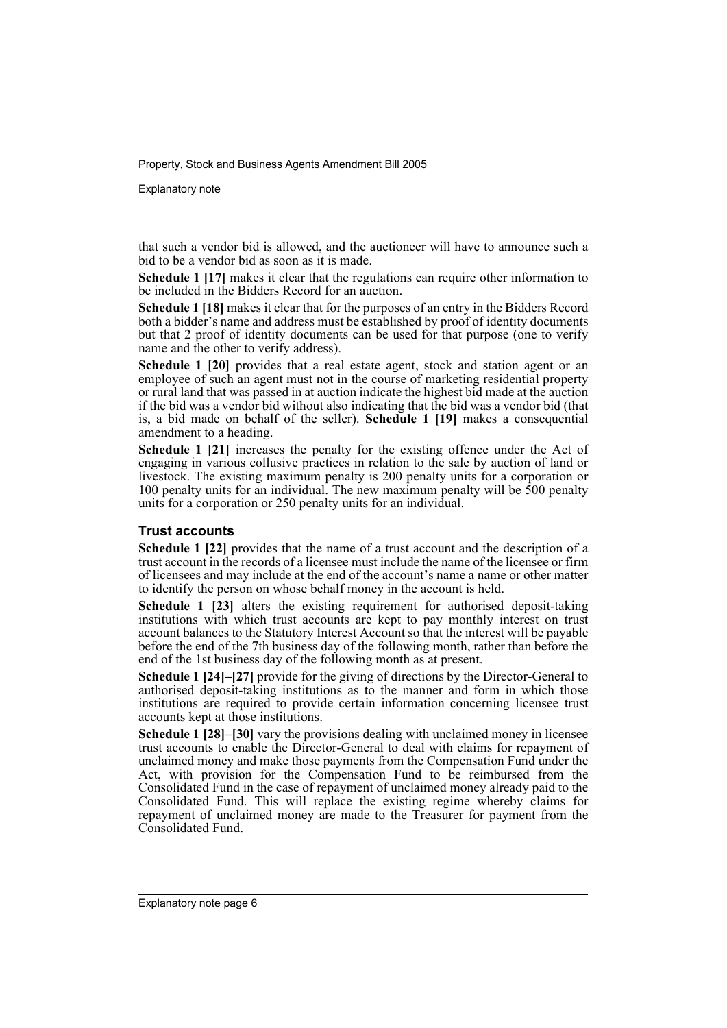that such a vendor bid is allowed, and the auctioneer will have to announce such a bid to be a vendor bid as soon as it is made.

**Schedule 1 [17]** makes it clear that the regulations can require other information to be included in the Bidders Record for an auction.

**Schedule 1 [18]** makes it clear that for the purposes of an entry in the Bidders Record both a bidder's name and address must be established by proof of identity documents but that 2 proof of identity documents can be used for that purpose (one to verify name and the other to verify address).

**Schedule 1 [20]** provides that a real estate agent, stock and station agent or an employee of such an agent must not in the course of marketing residential property or rural land that was passed in at auction indicate the highest bid made at the auction if the bid was a vendor bid without also indicating that the bid was a vendor bid (that is, a bid made on behalf of the seller). **Schedule 1 [19]** makes a consequential amendment to a heading.

**Schedule 1 [21]** increases the penalty for the existing offence under the Act of engaging in various collusive practices in relation to the sale by auction of land or livestock. The existing maximum penalty is 200 penalty units for a corporation or 100 penalty units for an individual. The new maximum penalty will be 500 penalty units for a corporation or 250 penalty units for an individual.

### Trust accounts

**Schedule 1 [22]** provides that the name of a trust account and the description of a trust account in the records of a licensee must include the name of the licensee or firm of licensees and may include at the end of the account's name a name or other matter to identify the person on whose behalf money in the account is held.

**Schedule 1 [23]** alters the existing requirement for authorised deposit-taking institutions with which trust accounts are kept to pay monthly interest on trust account balances to the Statutory Interest Account so that the interest will be payable before the end of the 7th business day of the following month, rather than before the end of the 1st business day of the following month as at present.

**Schedule 1 [24]–[27]** provide for the giving of directions by the Director-General to authorised deposit-taking institutions as to the manner and form in which those institutions are required to provide certain information concerning licensee trust accounts kept at those institutions.

**Schedule 1 [28]–[30]** vary the provisions dealing with unclaimed money in licensee trust accounts to enable the Director-General to deal with claims for repayment of unclaimed money and make those payments from the Compensation Fund under the Act, with provision for the Compensation Fund to be reimbursed from the Consolidated Fund in the case of repayment of unclaimed money already paid to the Consolidated Fund. This will replace the existing regime whereby claims for repayment of unclaimed money are made to the Treasurer for payment from the Consolidated Fund.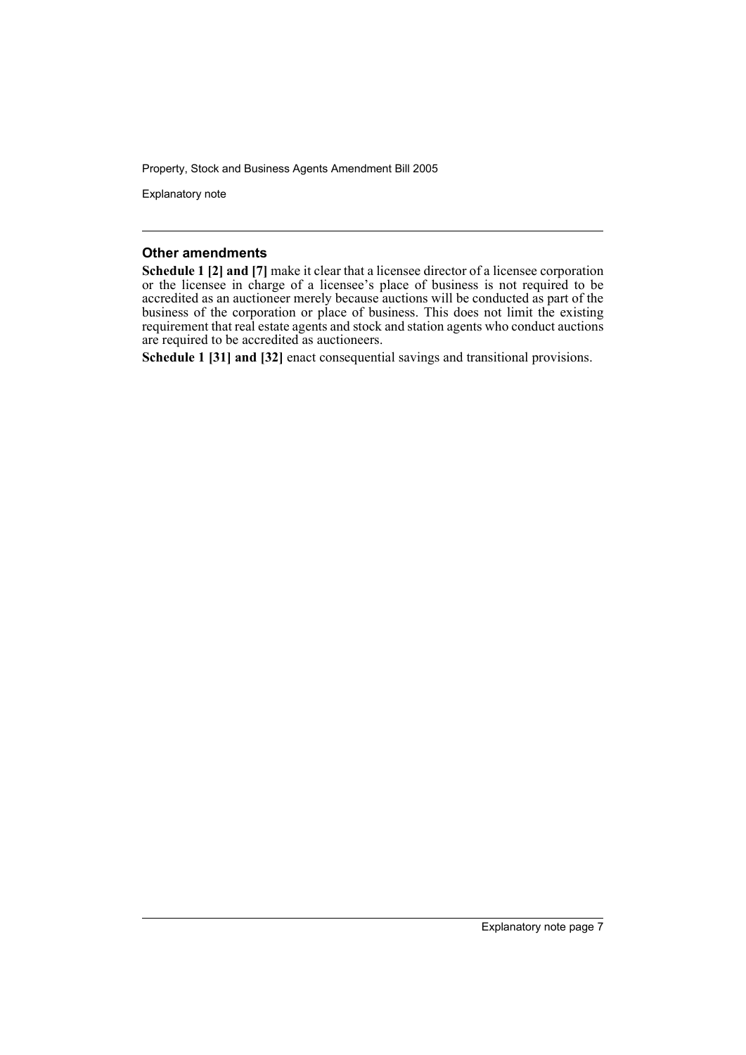### Other amendments

**Schedule 1 [2] and [7]** make it clear that a licensee director of a licensee corporation or the licensee in charge of a licensee's place of business is not required to be accredited as an auctioneer merely because auctions will be conducted as part of the business of the corporation or place of business. This does not limit the existing requirement that real estate agents and stock and station agents who conduct auctions are required to be accredited as auctioneers.

**Schedule 1 [31] and [32]** enact consequential savings and transitional provisions.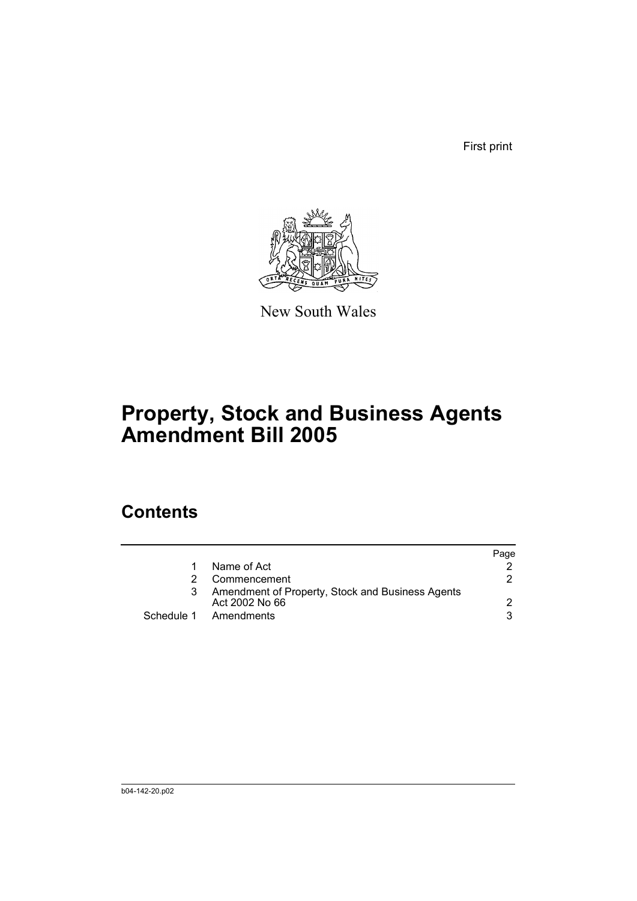First print

New South Wales

# Property, Stock and Business Agents Amendment Bill 2005

## Contents

| | | Page |
|---|---|---|
| 1 | Name of Act | 2 |
| 2 | Commencement | 2 |
| 3 | Amendment of Property, Stock and Business Agents Act 2002 No 66 | 2 |
| Schedule 1 | Amendments | 3 |

b04-142-20.p02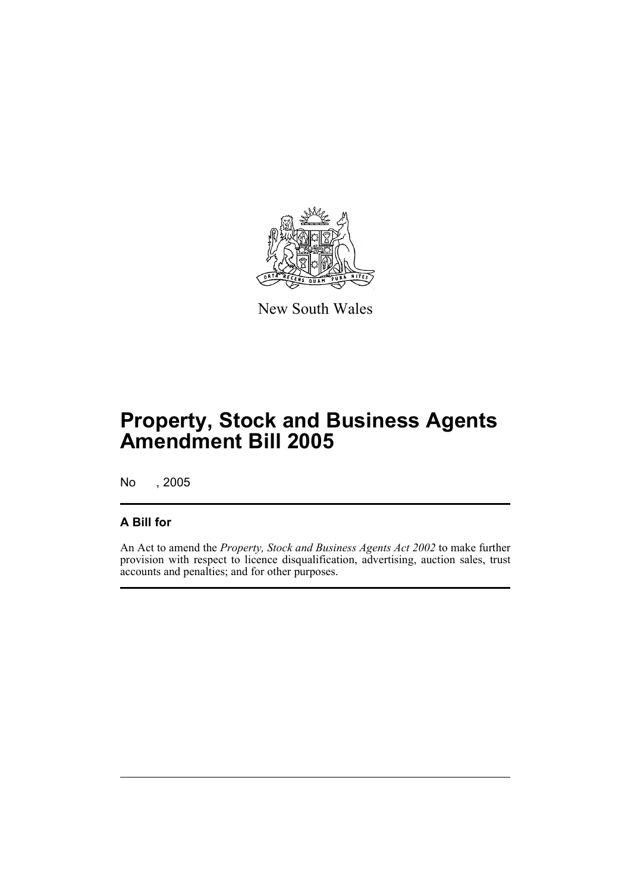New South Wales

# Property, Stock and Business Agents Amendment Bill 2005

No , 2005

## A Bill for

An Act to amend the *Property, Stock and Business Agents Act 2002* to make further provision with respect to licence disqualification, advertising, auction sales, trust accounts and penalties; and for other purposes.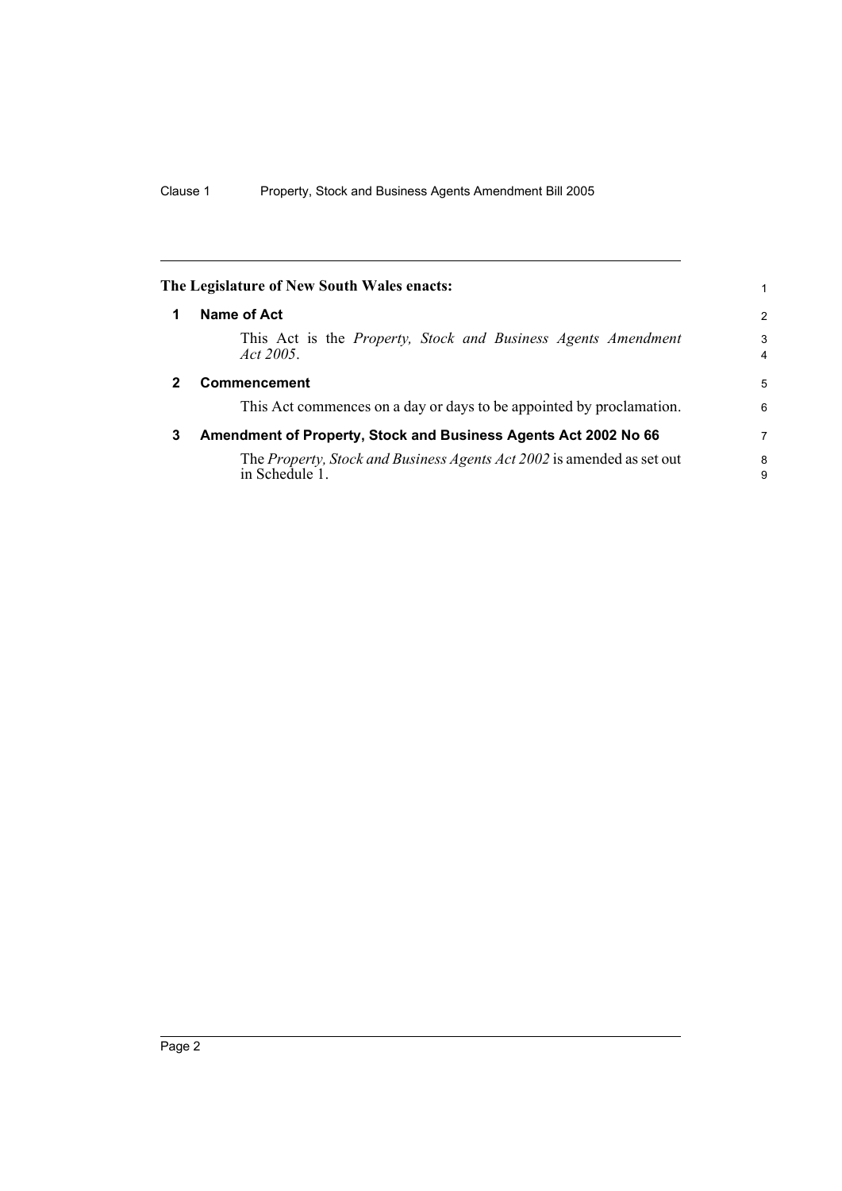**The Legislature of New South Wales enacts:**

## 1 Name of Act

This Act is the *Property, Stock and Business Agents Amendment Act 2005*.

## 2 Commencement

This Act commences on a day or days to be appointed by proclamation.

## 3 Amendment of Property, Stock and Business Agents Act 2002 No 66

The *Property, Stock and Business Agents Act 2002* is amended as set out in Schedule 1.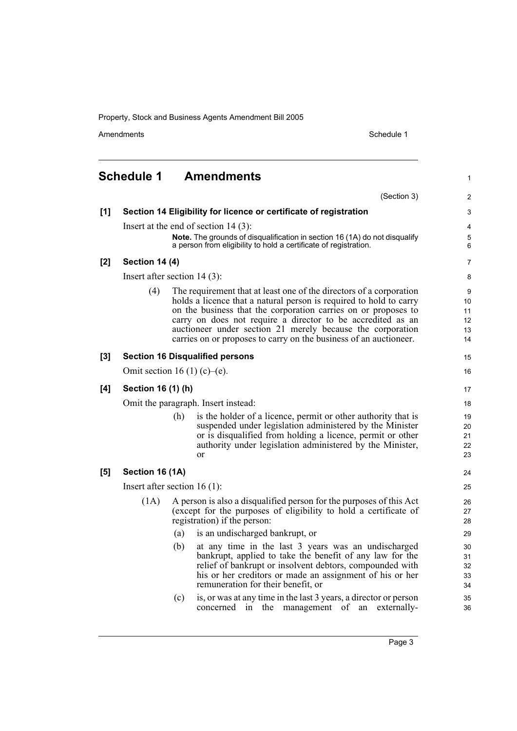## Schedule 1 Amendments

(Section 3)

**[1] Section 14 Eligibility for licence or certificate of registration**

Insert at the end of section 14 (3):

> **Note.** The grounds of disqualification in section 16 (1A) do not disqualify a person from eligibility to hold a certificate of registration.

**[2] Section 14 (4)**

Insert after section 14 (3):

(4) The requirement that at least one of the directors of a corporation holds a licence that a natural person is required to hold to carry on the business that the corporation carries on or proposes to carry on does not require a director to be accredited as an auctioneer under section 21 merely because the corporation carries on or proposes to carry on the business of an auctioneer.

**[3] Section 16 Disqualified persons**

Omit section 16 (1) (c)–(e).

**[4] Section 16 (1) (h)**

Omit the paragraph. Insert instead:

(h) is the holder of a licence, permit or other authority that is suspended under legislation administered by the Minister or is disqualified from holding a licence, permit or other authority under legislation administered by the Minister, or

**[5] Section 16 (1A)**

Insert after section 16 (1):

(1A) A person is also a disqualified person for the purposes of this Act (except for the purposes of eligibility to hold a certificate of registration) if the person:

(a) is an undischarged bankrupt, or

(b) at any time in the last 3 years was an undischarged bankrupt, applied to take the benefit of any law for the relief of bankrupt or insolvent debtors, compounded with his or her creditors or made an assignment of his or her remuneration for their benefit, or

(c) is, or was at any time in the last 3 years, a director or person concerned in the management of an externally-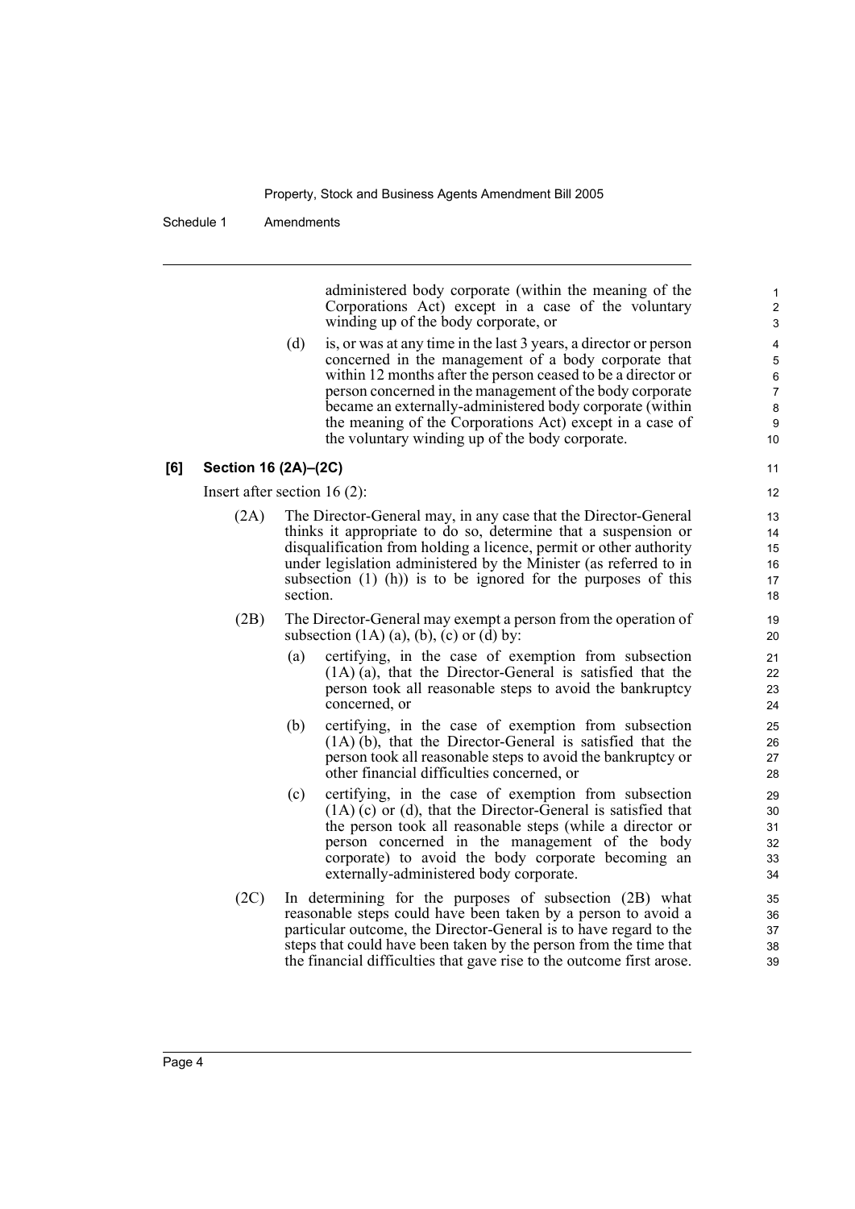administered body corporate (within the meaning of the Corporations Act) except in a case of the voluntary winding up of the body corporate, or

(d) is, or was at any time in the last 3 years, a director or person concerned in the management of a body corporate that within 12 months after the person ceased to be a director or person concerned in the management of the body corporate became an externally-administered body corporate (within the meaning of the Corporations Act) except in a case of the voluntary winding up of the body corporate.

**[6] Section 16 (2A)–(2C)**

Insert after section 16 (2):

(2A) The Director-General may, in any case that the Director-General thinks it appropriate to do so, determine that a suspension or disqualification from holding a licence, permit or other authority under legislation administered by the Minister (as referred to in subsection (1) (h)) is to be ignored for the purposes of this section.

(2B) The Director-General may exempt a person from the operation of subsection (1A) (a), (b), (c) or (d) by:

(a) certifying, in the case of exemption from subsection (1A) (a), that the Director-General is satisfied that the person took all reasonable steps to avoid the bankruptcy concerned, or

(b) certifying, in the case of exemption from subsection (1A) (b), that the Director-General is satisfied that the person took all reasonable steps to avoid the bankruptcy or other financial difficulties concerned, or

(c) certifying, in the case of exemption from subsection (1A) (c) or (d), that the Director-General is satisfied that the person took all reasonable steps (while a director or person concerned in the management of the body corporate) to avoid the body corporate becoming an externally-administered body corporate.

(2C) In determining for the purposes of subsection (2B) what reasonable steps could have been taken by a person to avoid a particular outcome, the Director-General is to have regard to the steps that could have been taken by the person from the time that the financial difficulties that gave rise to the outcome first arose.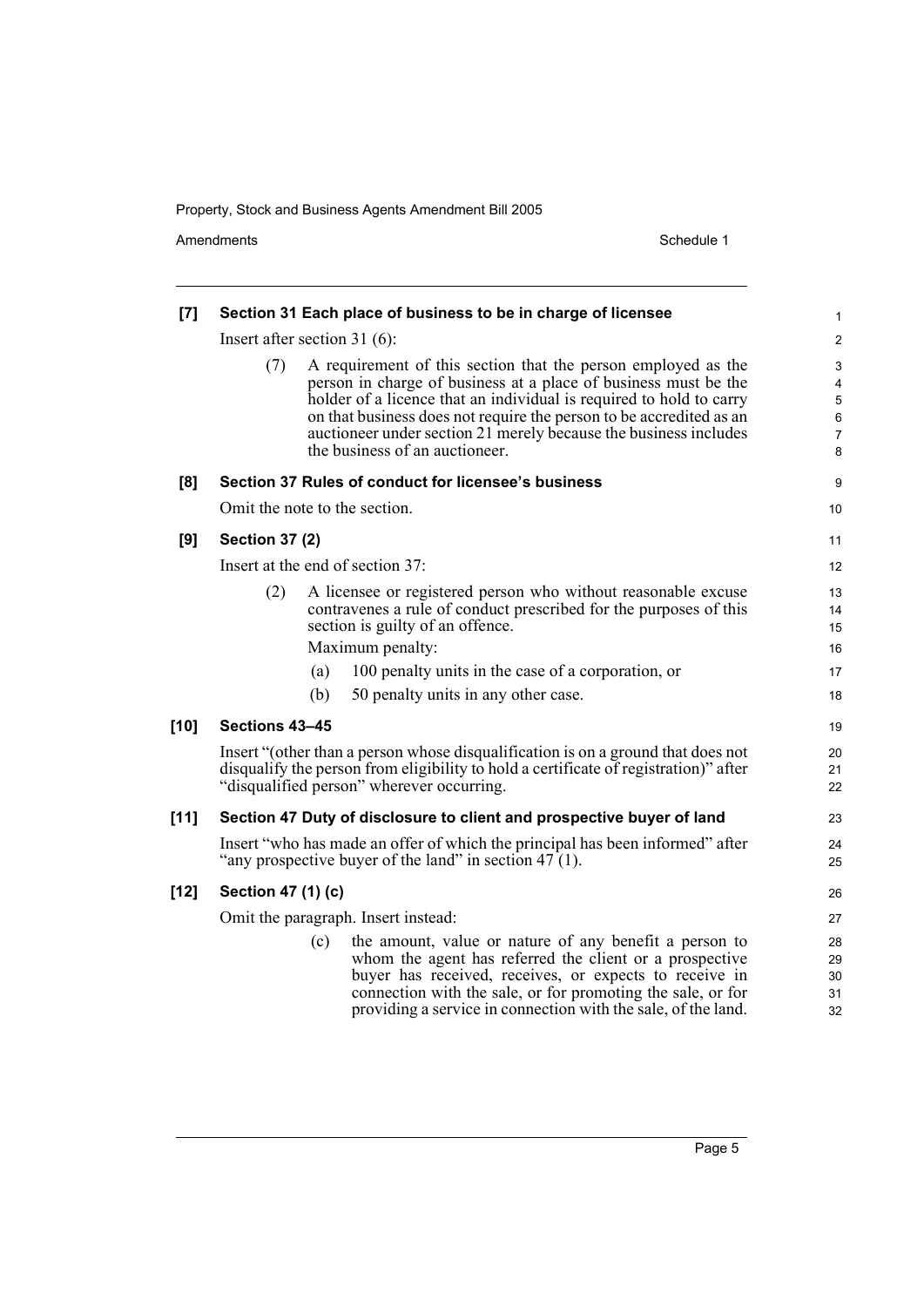**[7] Section 31 Each place of business to be in charge of licensee**

Insert after section 31 (6):

(7) A requirement of this section that the person employed as the person in charge of business at a place of business must be the holder of a licence that an individual is required to hold to carry on that business does not require the person to be accredited as an auctioneer under section 21 merely because the business includes the business of an auctioneer.

**[8] Section 37 Rules of conduct for licensee's business**

Omit the note to the section.

**[9] Section 37 (2)**

Insert at the end of section 37:

(2) A licensee or registered person who without reasonable excuse contravenes a rule of conduct prescribed for the purposes of this section is guilty of an offence.

Maximum penalty:

(a) 100 penalty units in the case of a corporation, or

(b) 50 penalty units in any other case.

**[10] Sections 43–45**

Insert "(other than a person whose disqualification is on a ground that does not disqualify the person from eligibility to hold a certificate of registration)" after "disqualified person" wherever occurring.

**[11] Section 47 Duty of disclosure to client and prospective buyer of land**

Insert "who has made an offer of which the principal has been informed" after "any prospective buyer of the land" in section 47 (1).

**[12] Section 47 (1) (c)**

Omit the paragraph. Insert instead:

(c) the amount, value or nature of any benefit a person to whom the agent has referred the client or a prospective buyer has received, receives, or expects to receive in connection with the sale, or for promoting the sale, or for providing a service in connection with the sale, of the land.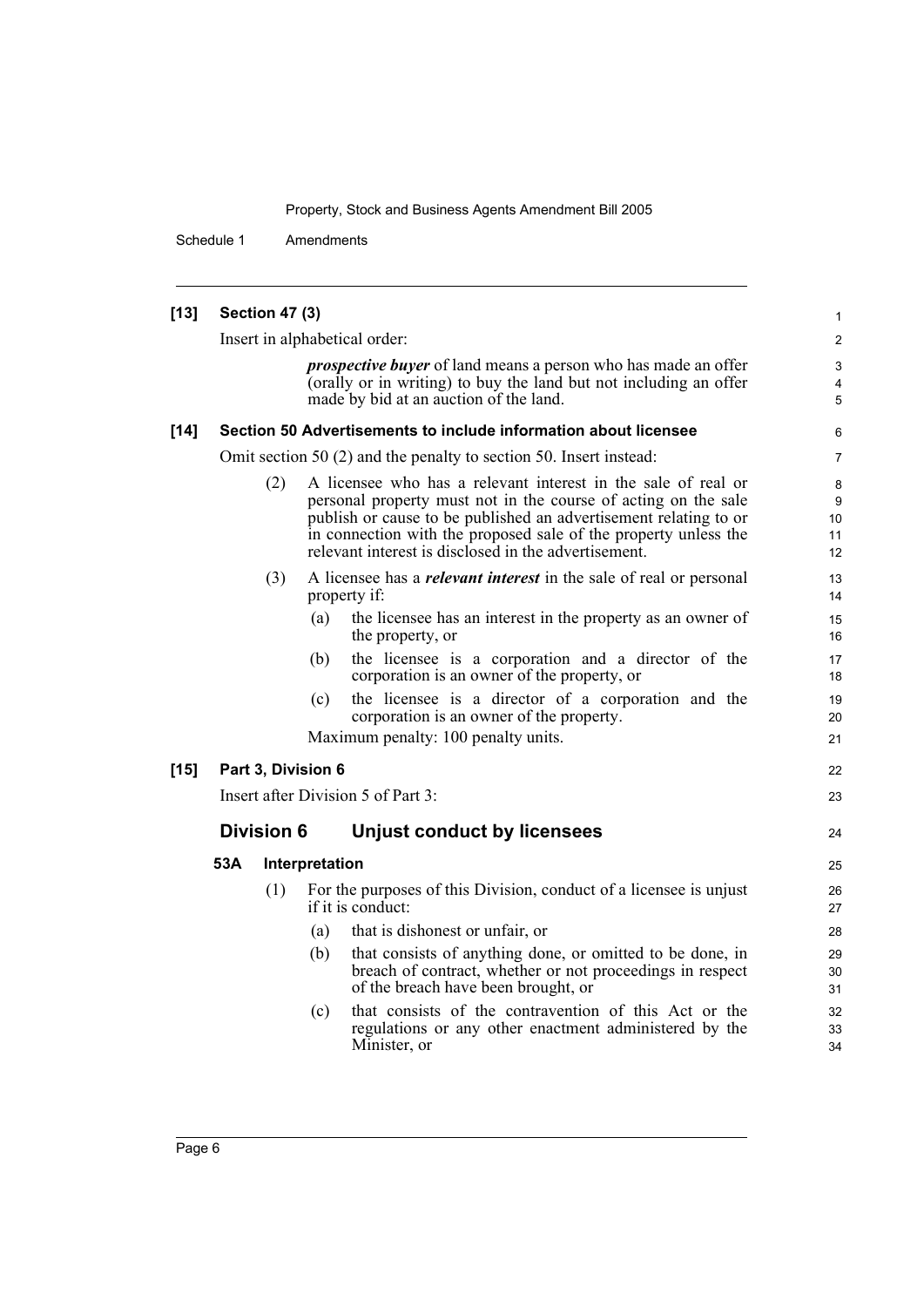**[13] Section 47 (3)**

Insert in alphabetical order:

> ***prospective buyer*** of land means a person who has made an offer (orally or in writing) to buy the land but not including an offer made by bid at an auction of the land.

**[14] Section 50 Advertisements to include information about licensee**

Omit section 50 (2) and the penalty to section 50. Insert instead:

> (2) A licensee who has a relevant interest in the sale of real or personal property must not in the course of acting on the sale publish or cause to be published an advertisement relating to or in connection with the proposed sale of the property unless the relevant interest is disclosed in the advertisement.
>
> (3) A licensee has a ***relevant interest*** in the sale of real or personal property if:
>
> (a) the licensee has an interest in the property as an owner of the property, or
>
> (b) the licensee is a corporation and a director of the corporation is an owner of the property, or
>
> (c) the licensee is a director of a corporation and the corporation is an owner of the property.
>
> Maximum penalty: 100 penalty units.

**[15] Part 3, Division 6**

Insert after Division 5 of Part 3:

## Division 6 Unjust conduct by licensees

### 53A Interpretation

(1) For the purposes of this Division, conduct of a licensee is unjust if it is conduct:

(a) that is dishonest or unfair, or

(b) that consists of anything done, or omitted to be done, in breach of contract, whether or not proceedings in respect of the breach have been brought, or

(c) that consists of the contravention of this Act or the regulations or any other enactment administered by the Minister, or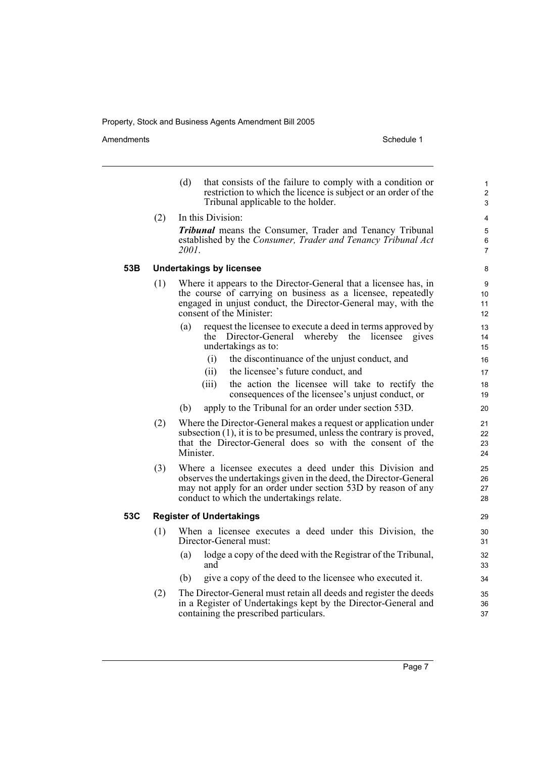(d) that consists of the failure to comply with a condition or restriction to which the licence is subject or an order of the Tribunal applicable to the holder.

(2) In this Division:

***Tribunal*** means the Consumer, Trader and Tenancy Tribunal established by the *Consumer, Trader and Tenancy Tribunal Act 2001*.

### 53B Undertakings by licensee

(1) Where it appears to the Director-General that a licensee has, in the course of carrying on business as a licensee, repeatedly engaged in unjust conduct, the Director-General may, with the consent of the Minister:

(a) request the licensee to execute a deed in terms approved by the Director-General whereby the licensee gives undertakings as to:

(i) the discontinuance of the unjust conduct, and

(ii) the licensee's future conduct, and

(iii) the action the licensee will take to rectify the consequences of the licensee's unjust conduct, or

(b) apply to the Tribunal for an order under section 53D.

(2) Where the Director-General makes a request or application under subsection (1), it is to be presumed, unless the contrary is proved, that the Director-General does so with the consent of the Minister.

(3) Where a licensee executes a deed under this Division and observes the undertakings given in the deed, the Director-General may not apply for an order under section 53D by reason of any conduct to which the undertakings relate.

### 53C Register of Undertakings

(1) When a licensee executes a deed under this Division, the Director-General must:

(a) lodge a copy of the deed with the Registrar of the Tribunal, and

(b) give a copy of the deed to the licensee who executed it.

(2) The Director-General must retain all deeds and register the deeds in a Register of Undertakings kept by the Director-General and containing the prescribed particulars.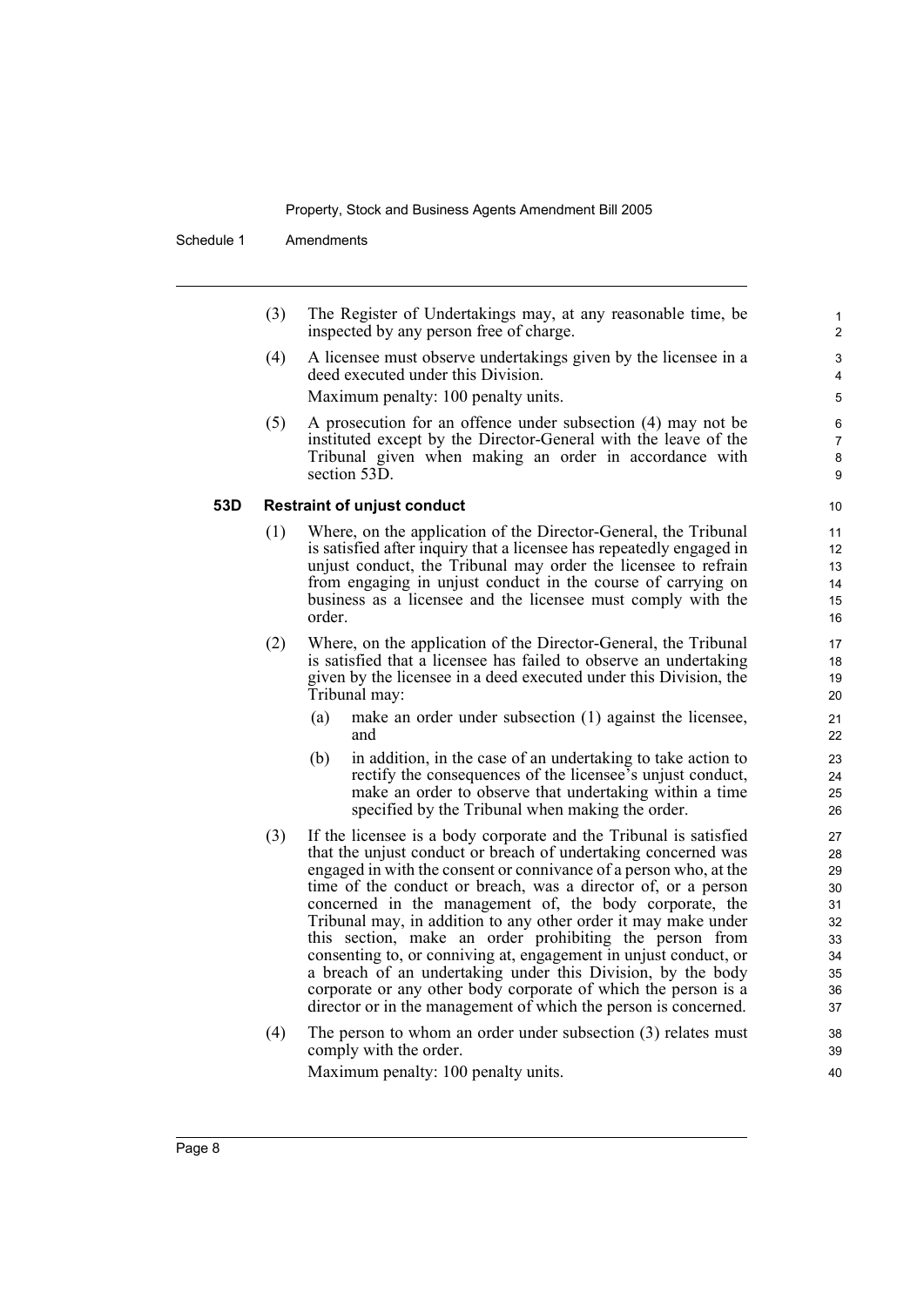(3) The Register of Undertakings may, at any reasonable time, be inspected by any person free of charge.

(4) A licensee must observe undertakings given by the licensee in a deed executed under this Division.

Maximum penalty: 100 penalty units.

(5) A prosecution for an offence under subsection (4) may not be instituted except by the Director-General with the leave of the Tribunal given when making an order in accordance with section 53D.

**53D Restraint of unjust conduct**

(1) Where, on the application of the Director-General, the Tribunal is satisfied after inquiry that a licensee has repeatedly engaged in unjust conduct, the Tribunal may order the licensee to refrain from engaging in unjust conduct in the course of carrying on business as a licensee and the licensee must comply with the order.

(2) Where, on the application of the Director-General, the Tribunal is satisfied that a licensee has failed to observe an undertaking given by the licensee in a deed executed under this Division, the Tribunal may:

- (a) make an order under subsection (1) against the licensee, and
- (b) in addition, in the case of an undertaking to take action to rectify the consequences of the licensee's unjust conduct, make an order to observe that undertaking within a time specified by the Tribunal when making the order.

(3) If the licensee is a body corporate and the Tribunal is satisfied that the unjust conduct or breach of undertaking concerned was engaged in with the consent or connivance of a person who, at the time of the conduct or breach, was a director of, or a person concerned in the management of, the body corporate, the Tribunal may, in addition to any other order it may make under this section, make an order prohibiting the person from consenting to, or conniving at, engagement in unjust conduct, or a breach of an undertaking under this Division, by the body corporate or any other body corporate of which the person is a director or in the management of which the person is concerned.

(4) The person to whom an order under subsection (3) relates must comply with the order.

Maximum penalty: 100 penalty units.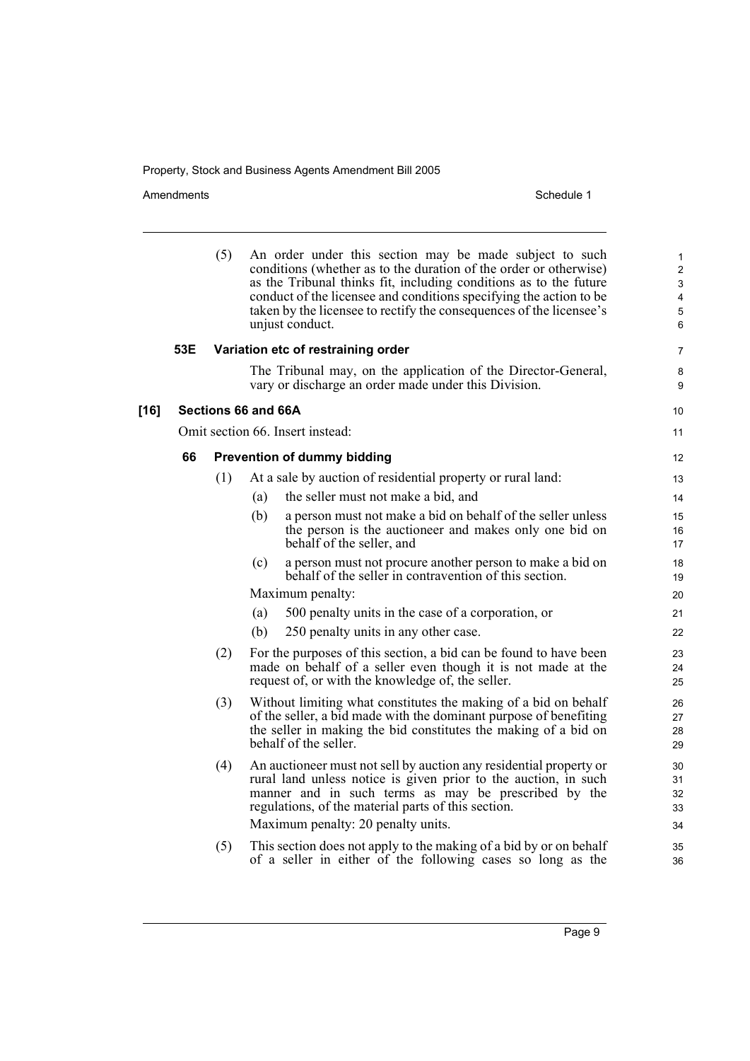(5) An order under this section may be made subject to such conditions (whether as to the duration of the order or otherwise) as the Tribunal thinks fit, including conditions as to the future conduct of the licensee and conditions specifying the action to be taken by the licensee to rectify the consequences of the licensee's unjust conduct.

**53E Variation etc of restraining order**

The Tribunal may, on the application of the Director-General, vary or discharge an order made under this Division.

**[16] Sections 66 and 66A**

Omit section 66. Insert instead:

**66 Prevention of dummy bidding**

(1) At a sale by auction of residential property or rural land:

(a) the seller must not make a bid, and

(b) a person must not make a bid on behalf of the seller unless the person is the auctioneer and makes only one bid on behalf of the seller, and

(c) a person must not procure another person to make a bid on behalf of the seller in contravention of this section.

Maximum penalty:

(a) 500 penalty units in the case of a corporation, or

(b) 250 penalty units in any other case.

(2) For the purposes of this section, a bid can be found to have been made on behalf of a seller even though it is not made at the request of, or with the knowledge of, the seller.

(3) Without limiting what constitutes the making of a bid on behalf of the seller, a bid made with the dominant purpose of benefiting the seller in making the bid constitutes the making of a bid on behalf of the seller.

(4) An auctioneer must not sell by auction any residential property or rural land unless notice is given prior to the auction, in such manner and in such terms as may be prescribed by the regulations, of the material parts of this section.

Maximum penalty: 20 penalty units.

(5) This section does not apply to the making of a bid by or on behalf of a seller in either of the following cases so long as the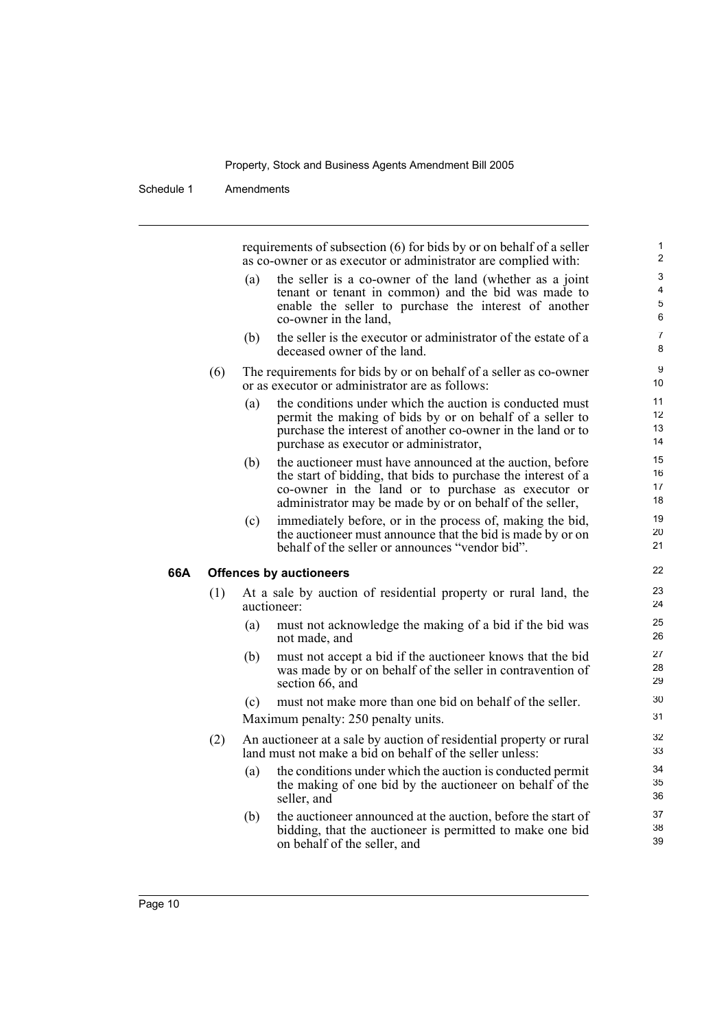requirements of subsection (6) for bids by or on behalf of a seller as co-owner or as executor or administrator are complied with:

(a) the seller is a co-owner of the land (whether as a joint tenant or tenant in common) and the bid was made to enable the seller to purchase the interest of another co-owner in the land,

(b) the seller is the executor or administrator of the estate of a deceased owner of the land.

(6) The requirements for bids by or on behalf of a seller as co-owner or as executor or administrator are as follows:

(a) the conditions under which the auction is conducted must permit the making of bids by or on behalf of a seller to purchase the interest of another co-owner in the land or to purchase as executor or administrator,

(b) the auctioneer must have announced at the auction, before the start of bidding, that bids to purchase the interest of a co-owner in the land or to purchase as executor or administrator may be made by or on behalf of the seller,

(c) immediately before, or in the process of, making the bid, the auctioneer must announce that the bid is made by or on behalf of the seller or announces "vendor bid".

**66A Offences by auctioneers**

(1) At a sale by auction of residential property or rural land, the auctioneer:

(a) must not acknowledge the making of a bid if the bid was not made, and

(b) must not accept a bid if the auctioneer knows that the bid was made by or on behalf of the seller in contravention of section 66, and

(c) must not make more than one bid on behalf of the seller.

Maximum penalty: 250 penalty units.

(2) An auctioneer at a sale by auction of residential property or rural land must not make a bid on behalf of the seller unless:

(a) the conditions under which the auction is conducted permit the making of one bid by the auctioneer on behalf of the seller, and

(b) the auctioneer announced at the auction, before the start of bidding, that the auctioneer is permitted to make one bid on behalf of the seller, and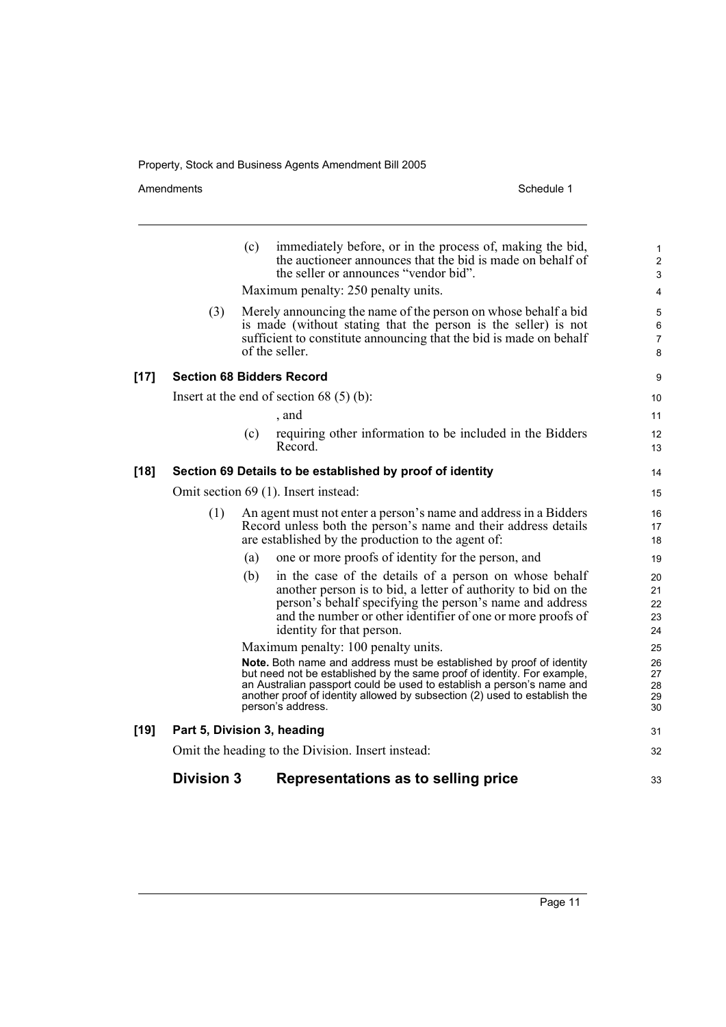(c) immediately before, or in the process of, making the bid, the auctioneer announces that the bid is made on behalf of the seller or announces "vendor bid".

Maximum penalty: 250 penalty units.

(3) Merely announcing the name of the person on whose behalf a bid is made (without stating that the person is the seller) is not sufficient to constitute announcing that the bid is made on behalf of the seller.

### [17] Section 68 Bidders Record

Insert at the end of section 68 (5) (b):

, and

(c) requiring other information to be included in the Bidders Record.

### [18] Section 69 Details to be established by proof of identity

Omit section 69 (1). Insert instead:

(1) An agent must not enter a person's name and address in a Bidders Record unless both the person's name and their address details are established by the production to the agent of:

(a) one or more proofs of identity for the person, and

(b) in the case of the details of a person on whose behalf another person is to bid, a letter of authority to bid on the person's behalf specifying the person's name and address and the number or other identifier of one or more proofs of identity for that person.

Maximum penalty: 100 penalty units.

**Note.** Both name and address must be established by proof of identity but need not be established by the same proof of identity. For example, an Australian passport could be used to establish a person's name and another proof of identity allowed by subsection (2) used to establish the person's address.

### [19] Part 5, Division 3, heading

Omit the heading to the Division. Insert instead:

## Division 3 Representations as to selling price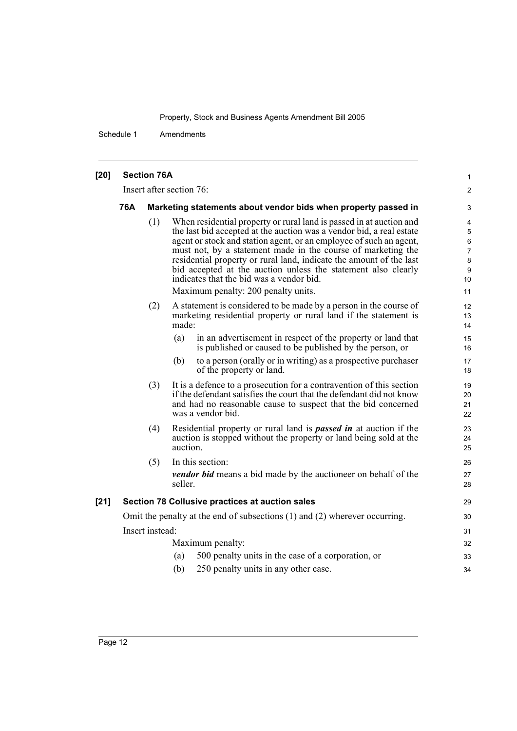**[20] Section 76A**

Insert after section 76:

**76A Marketing statements about vendor bids when property passed in**

(1) When residential property or rural land is passed in at auction and the last bid accepted at the auction was a vendor bid, a real estate agent or stock and station agent, or an employee of such an agent, must not, by a statement made in the course of marketing the residential property or rural land, indicate the amount of the last bid accepted at the auction unless the statement also clearly indicates that the bid was a vendor bid.

Maximum penalty: 200 penalty units.

(2) A statement is considered to be made by a person in the course of marketing residential property or rural land if the statement is made:

(a) in an advertisement in respect of the property or land that is published or caused to be published by the person, or

(b) to a person (orally or in writing) as a prospective purchaser of the property or land.

(3) It is a defence to a prosecution for a contravention of this section if the defendant satisfies the court that the defendant did not know and had no reasonable cause to suspect that the bid concerned was a vendor bid.

(4) Residential property or rural land is ***passed in*** at auction if the auction is stopped without the property or land being sold at the auction.

(5) In this section:

***vendor bid*** means a bid made by the auctioneer on behalf of the seller.

**[21] Section 78 Collusive practices at auction sales**

Omit the penalty at the end of subsections (1) and (2) wherever occurring.

Insert instead:

Maximum penalty:

(a) 500 penalty units in the case of a corporation, or

(b) 250 penalty units in any other case.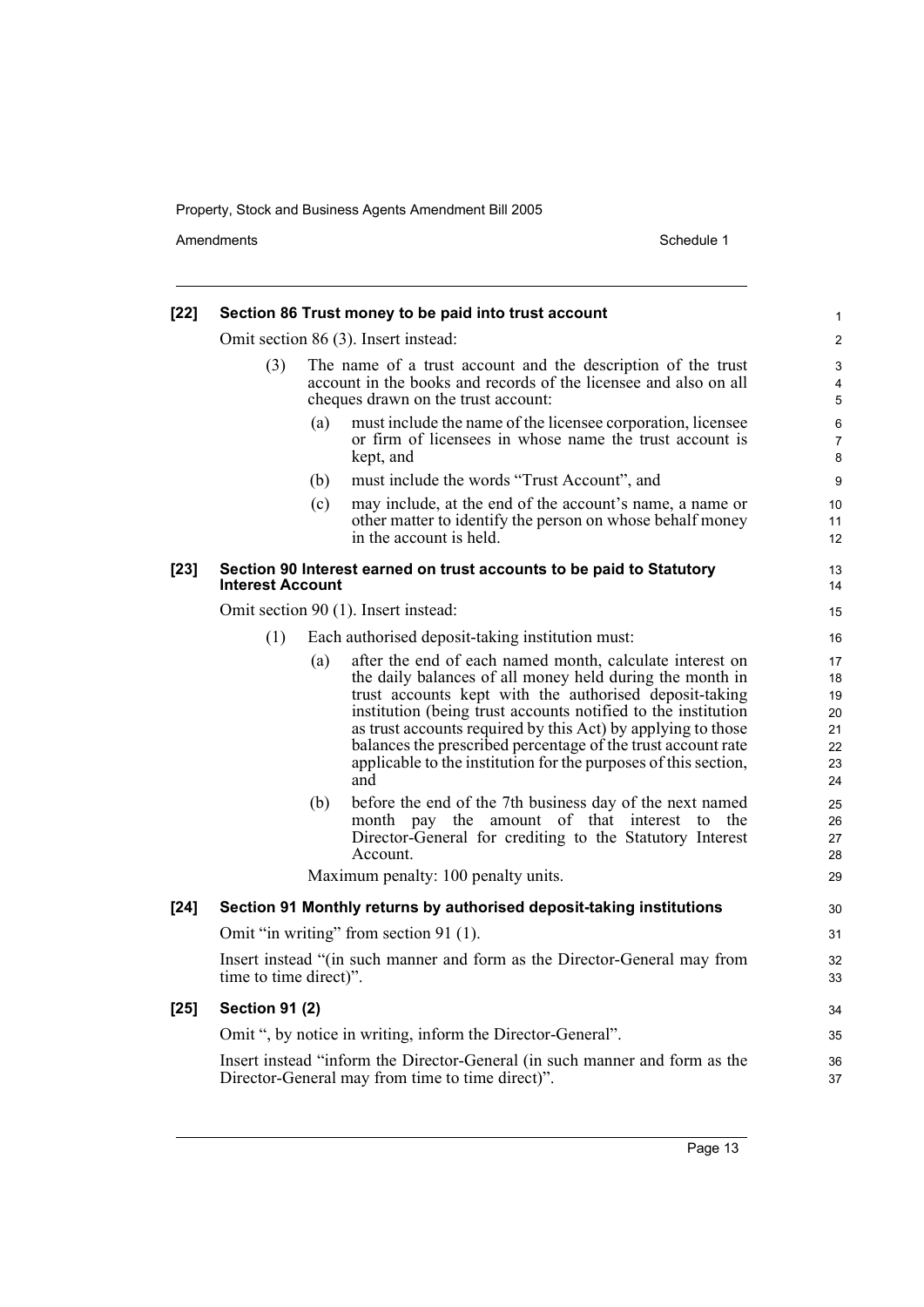**[22] Section 86 Trust money to be paid into trust account**

Omit section 86 (3). Insert instead:

(3) The name of a trust account and the description of the trust account in the books and records of the licensee and also on all cheques drawn on the trust account:

(a) must include the name of the licensee corporation, licensee or firm of licensees in whose name the trust account is kept, and

(b) must include the words "Trust Account", and

(c) may include, at the end of the account's name, a name or other matter to identify the person on whose behalf money in the account is held.

**[23] Section 90 Interest earned on trust accounts to be paid to Statutory Interest Account**

Omit section 90 (1). Insert instead:

(1) Each authorised deposit-taking institution must:

(a) after the end of each named month, calculate interest on the daily balances of all money held during the month in trust accounts kept with the authorised deposit-taking institution (being trust accounts notified to the institution as trust accounts required by this Act) by applying to those balances the prescribed percentage of the trust account rate applicable to the institution for the purposes of this section, and

(b) before the end of the 7th business day of the next named month pay the amount of that interest to the Director-General for crediting to the Statutory Interest Account.

Maximum penalty: 100 penalty units.

**[24] Section 91 Monthly returns by authorised deposit-taking institutions**

Omit "in writing" from section 91 (1).

Insert instead "(in such manner and form as the Director-General may from time to time direct)".

**[25] Section 91 (2)**

Omit ", by notice in writing, inform the Director-General".

Insert instead "inform the Director-General (in such manner and form as the Director-General may from time to time direct)".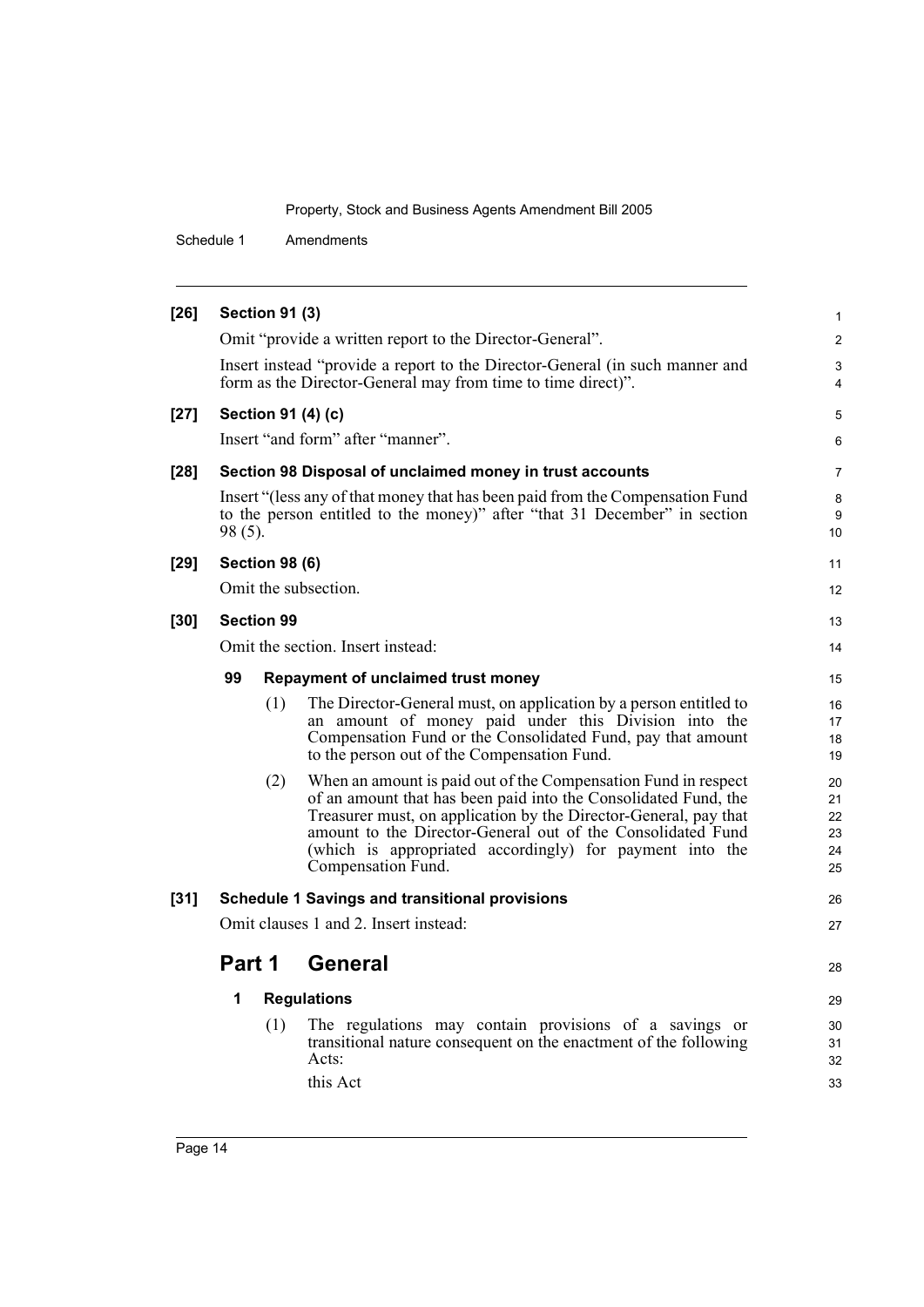**[26] Section 91 (3)**

Omit "provide a written report to the Director-General".

Insert instead "provide a report to the Director-General (in such manner and form as the Director-General may from time to time direct)".

**[27] Section 91 (4) (c)**

Insert "and form" after "manner".

**[28] Section 98 Disposal of unclaimed money in trust accounts**

Insert "(less any of that money that has been paid from the Compensation Fund to the person entitled to the money)" after "that 31 December" in section 98 (5).

**[29] Section 98 (6)**

Omit the subsection.

**[30] Section 99**

Omit the section. Insert instead:

**99 Repayment of unclaimed trust money**

(1) The Director-General must, on application by a person entitled to an amount of money paid under this Division into the Compensation Fund or the Consolidated Fund, pay that amount to the person out of the Compensation Fund.

(2) When an amount is paid out of the Compensation Fund in respect of an amount that has been paid into the Consolidated Fund, the Treasurer must, on application by the Director-General, pay that amount to the Director-General out of the Consolidated Fund (which is appropriated accordingly) for payment into the Compensation Fund.

**[31] Schedule 1 Savings and transitional provisions**

Omit clauses 1 and 2. Insert instead:

## Part 1 General

**1 Regulations**

(1) The regulations may contain provisions of a savings or transitional nature consequent on the enactment of the following Acts:

this Act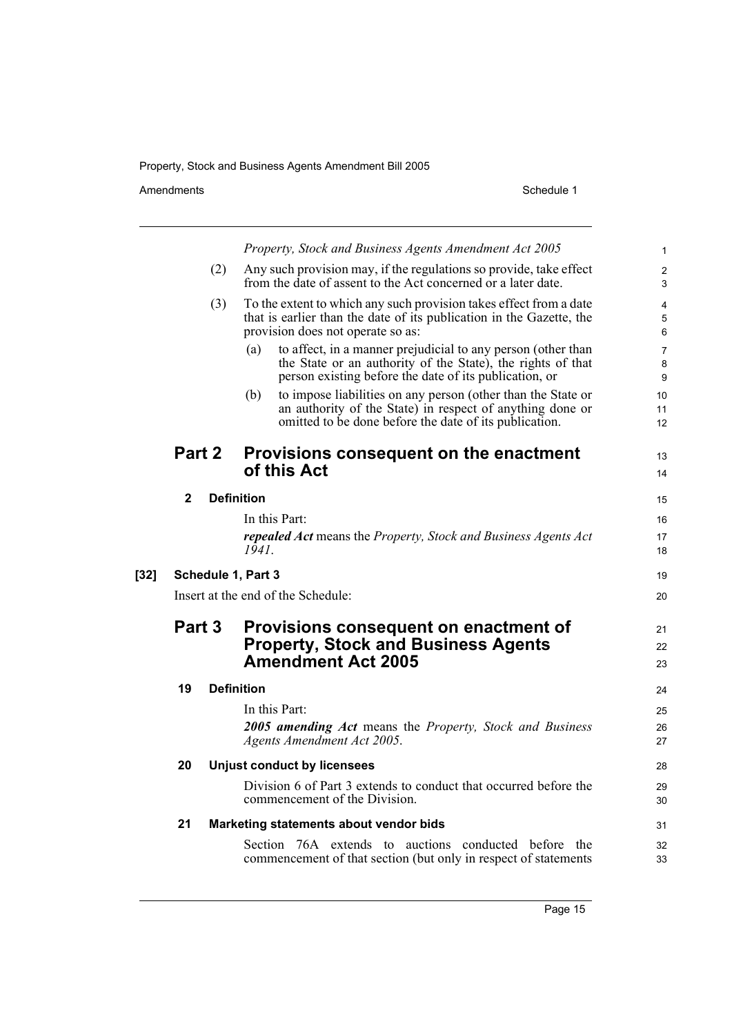*Property, Stock and Business Agents Amendment Act 2005*

(2) Any such provision may, if the regulations so provide, take effect from the date of assent to the Act concerned or a later date.

(3) To the extent to which any such provision takes effect from a date that is earlier than the date of its publication in the Gazette, the provision does not operate so as:

(a) to affect, in a manner prejudicial to any person (other than the State or an authority of the State), the rights of that person existing before the date of its publication, or

(b) to impose liabilities on any person (other than the State or an authority of the State) in respect of anything done or omitted to be done before the date of its publication.

## Part 2 Provisions consequent on the enactment of this Act

### 2 Definition

In this Part:

***repealed Act*** means the *Property, Stock and Business Agents Act 1941*.

**[32] Schedule 1, Part 3**

Insert at the end of the Schedule:

## Part 3 Provisions consequent on enactment of Property, Stock and Business Agents Amendment Act 2005

### 19 Definition

In this Part:

***2005 amending Act*** means the *Property, Stock and Business Agents Amendment Act 2005*.

### 20 Unjust conduct by licensees

Division 6 of Part 3 extends to conduct that occurred before the commencement of the Division.

### 21 Marketing statements about vendor bids

Section 76A extends to auctions conducted before the commencement of that section (but only in respect of statements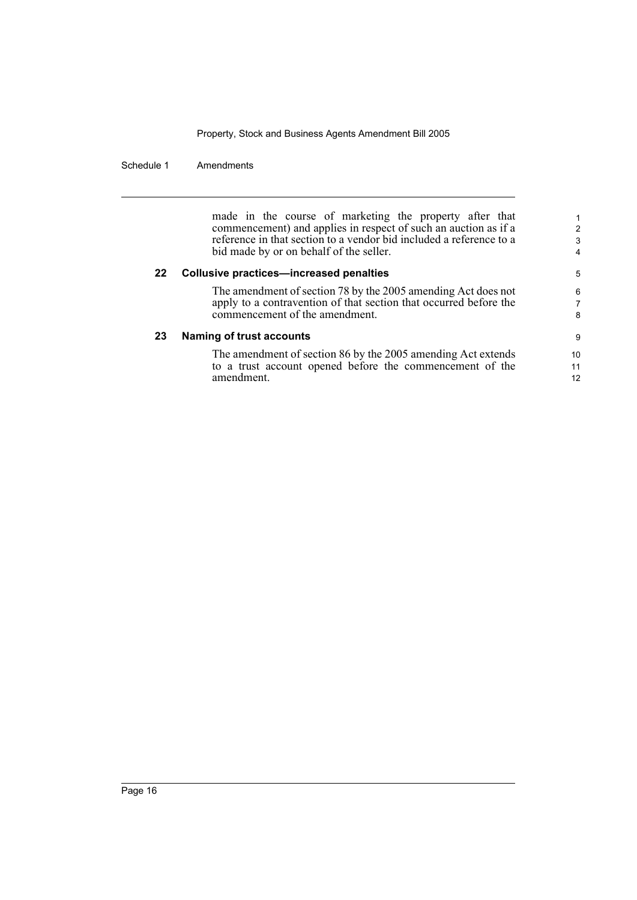made in the course of marketing the property after that commencement) and applies in respect of such an auction as if a reference in that section to a vendor bid included a reference to a bid made by or on behalf of the seller.

### 22 Collusive practices—increased penalties

The amendment of section 78 by the 2005 amending Act does not apply to a contravention of that section that occurred before the commencement of the amendment.

### 23 Naming of trust accounts

The amendment of section 86 by the 2005 amending Act extends to a trust account opened before the commencement of the amendment.